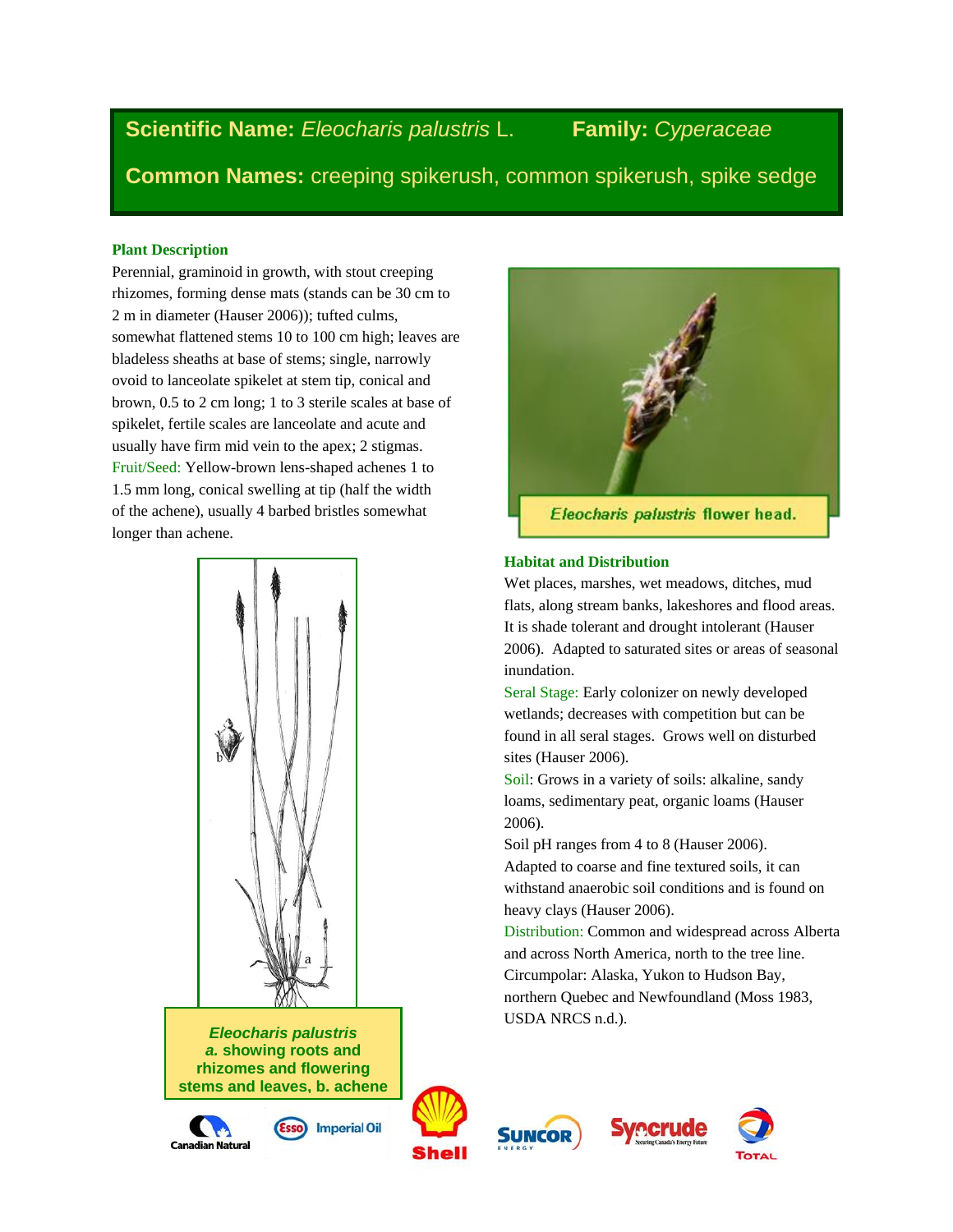**Scientific Name:** *Eleocharis palustris* L. **Family:** *Cyperaceae*

**Common Names:** creeping spikerush, common spikerush, spike sedge

### Plant Description

Perennial, graminoid in growth, with stout creeping rhizomes, forming dense mats (stands can be 30 cm to 2 m in diameter (Hauser 2006)); tufted culms, somewhat flattened stems 10 to 100 cm high; leaves are bladeless sheaths at base of stems; single, narrowly ovoid to lanceolate spikelet at stem tip, conical and brown, 0.5 to 2 cm long; 1 to 3 sterile scales at base of spikelet, fertile scales are lanceolate and acute and usually have firm mid vein to the apex; 2 stigmas.

Fruit/Seed: Yellow-brown lens-shaped achenes 1 to 1.5 mm long, conical swelling at tip (half the width of the achene), usually 4 barbed bristles somewhat longer than achene.

*Eleocharis palustris* flower head.

***Eleocharis palustris***
***a.*** **showing roots and rhizomes and flowering stems and leaves, b. achene**

### Habitat and Distribution

Wet places, marshes, wet meadows, ditches, mud flats, along stream banks, lakeshores and flood areas. It is shade tolerant and drought intolerant (Hauser 2006). Adapted to saturated sites or areas of seasonal inundation.

Seral Stage: Early colonizer on newly developed wetlands; decreases with competition but can be found in all seral stages. Grows well on disturbed sites (Hauser 2006).

Soil: Grows in a variety of soils: alkaline, sandy loams, sedimentary peat, organic loams (Hauser 2006).

Soil pH ranges from 4 to 8 (Hauser 2006).

Adapted to coarse and fine textured soils, it can withstand anaerobic soil conditions and is found on heavy clays (Hauser 2006).

Distribution: Common and widespread across Alberta and across North America, north to the tree line. Circumpolar: Alaska, Yukon to Hudson Bay, northern Quebec and Newfoundland (Moss 1983, USDA NRCS n.d.).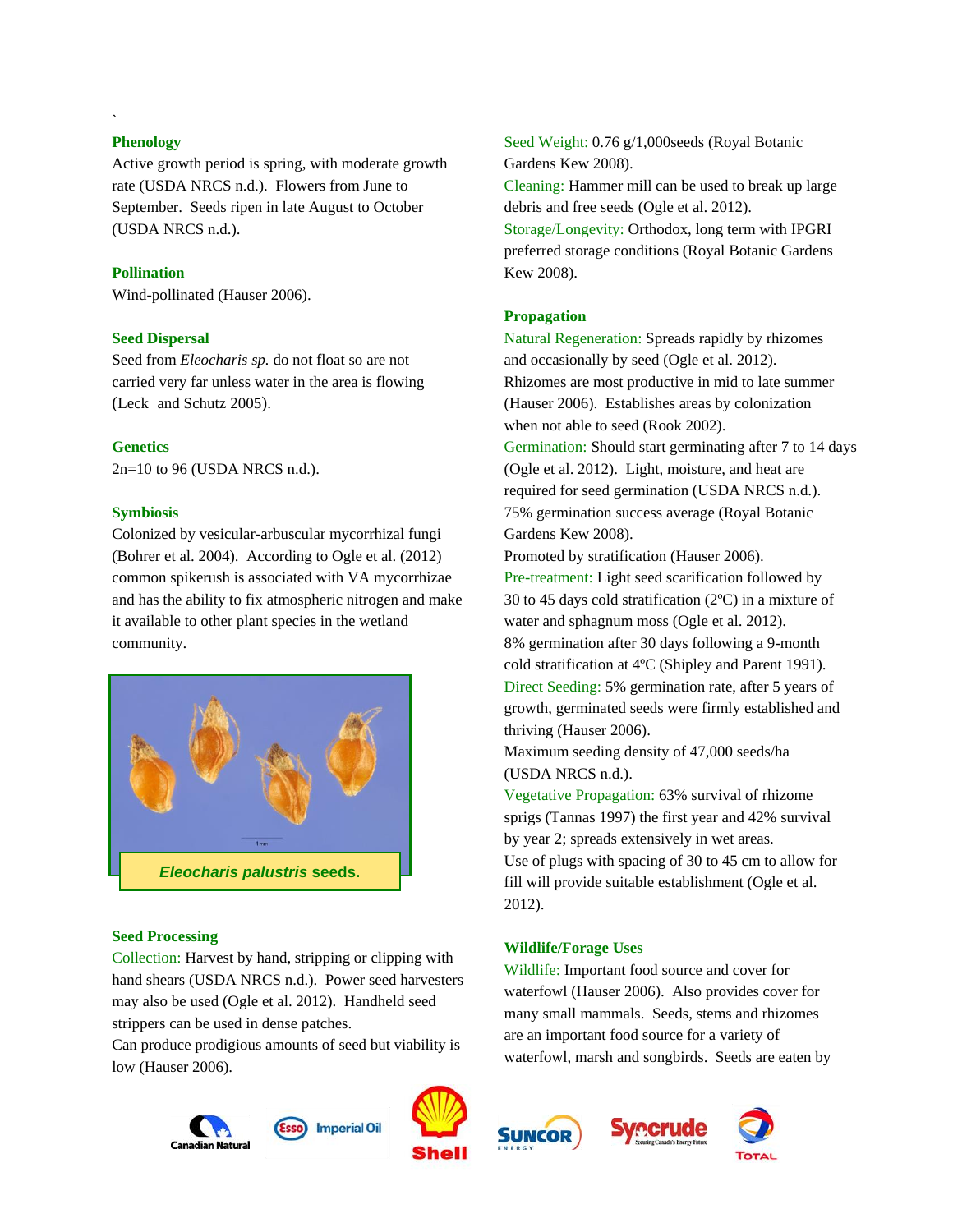### Phenology

Active growth period is spring, with moderate growth rate (USDA NRCS n.d.). Flowers from June to September. Seeds ripen in late August to October (USDA NRCS n.d.).

### Pollination

Wind-pollinated (Hauser 2006).

### Seed Dispersal

Seed from *Eleocharis sp.* do not float so are not carried very far unless water in the area is flowing (Leck and Schutz 2005).

### Genetics

2n=10 to 96 (USDA NRCS n.d.).

### Symbiosis

Colonized by vesicular-arbuscular mycorrhizal fungi (Bohrer et al. 2004). According to Ogle et al. (2012) common spikerush is associated with VA mycorrhizae and has the ability to fix atmospheric nitrogen and make it available to other plant species in the wetland community.

***Eleocharis palustris* seeds.**

### Seed Processing

Collection: Harvest by hand, stripping or clipping with hand shears (USDA NRCS n.d.). Power seed harvesters may also be used (Ogle et al. 2012). Handheld seed strippers can be used in dense patches.

Can produce prodigious amounts of seed but viability is low (Hauser 2006).

Seed Weight: 0.76 g/1,000seeds (Royal Botanic Gardens Kew 2008).

Cleaning: Hammer mill can be used to break up large debris and free seeds (Ogle et al. 2012).

Storage/Longevity: Orthodox, long term with IPGRI preferred storage conditions (Royal Botanic Gardens Kew 2008).

### Propagation

Natural Regeneration: Spreads rapidly by rhizomes and occasionally by seed (Ogle et al. 2012). Rhizomes are most productive in mid to late summer (Hauser 2006). Establishes areas by colonization when not able to seed (Rook 2002).

Germination: Should start germinating after 7 to 14 days (Ogle et al. 2012). Light, moisture, and heat are required for seed germination (USDA NRCS n.d.). 75% germination success average (Royal Botanic Gardens Kew 2008).

Promoted by stratification (Hauser 2006).

Pre-treatment: Light seed scarification followed by 30 to 45 days cold stratification (2ºC) in a mixture of water and sphagnum moss (Ogle et al. 2012).

8% germination after 30 days following a 9-month cold stratification at 4ºC (Shipley and Parent 1991).

Direct Seeding: 5% germination rate, after 5 years of growth, germinated seeds were firmly established and thriving (Hauser 2006).

Maximum seeding density of 47,000 seeds/ha (USDA NRCS n.d.).

Vegetative Propagation: 63% survival of rhizome sprigs (Tannas 1997) the first year and 42% survival by year 2; spreads extensively in wet areas.

Use of plugs with spacing of 30 to 45 cm to allow for fill will provide suitable establishment (Ogle et al. 2012).

### Wildlife/Forage Uses

Wildlife: Important food source and cover for waterfowl (Hauser 2006). Also provides cover for many small mammals. Seeds, stems and rhizomes are an important food source for a variety of waterfowl, marsh and songbirds. Seeds are eaten by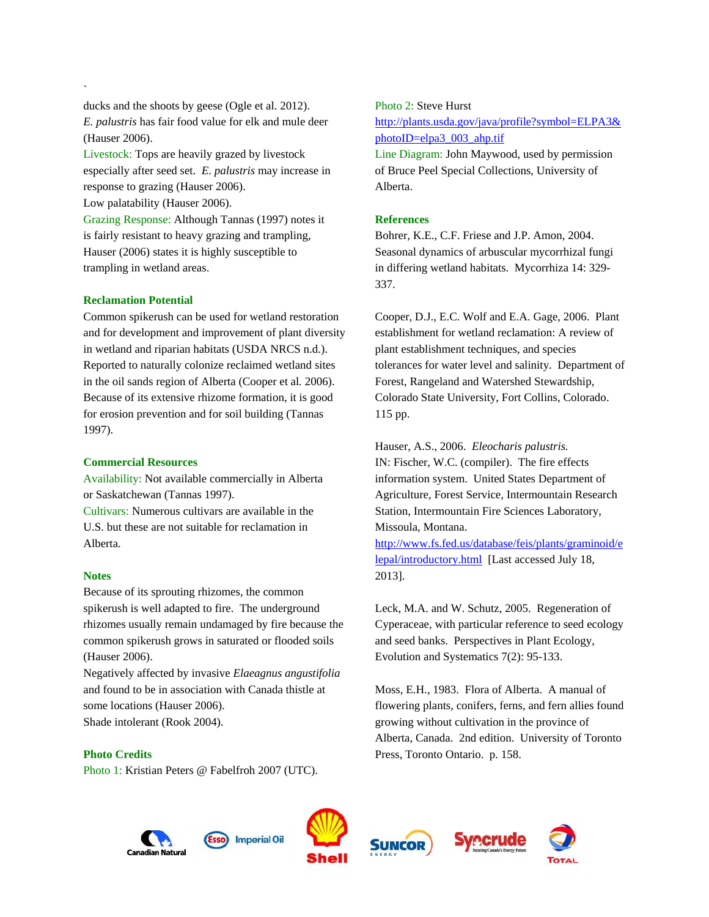ducks and the shoots by geese (Ogle et al. 2012). *E. palustris* has fair food value for elk and mule deer (Hauser 2006).

Livestock: Tops are heavily grazed by livestock especially after seed set. *E. palustris* may increase in response to grazing (Hauser 2006).
Low palatability (Hauser 2006).

Grazing Response: Although Tannas (1997) notes it is fairly resistant to heavy grazing and trampling, Hauser (2006) states it is highly susceptible to trampling in wetland areas.

## Reclamation Potential

Common spikerush can be used for wetland restoration and for development and improvement of plant diversity in wetland and riparian habitats (USDA NRCS n.d.). Reported to naturally colonize reclaimed wetland sites in the oil sands region of Alberta (Cooper et al. 2006). Because of its extensive rhizome formation, it is good for erosion prevention and for soil building (Tannas 1997).

## Commercial Resources

Availability: Not available commercially in Alberta or Saskatchewan (Tannas 1997).

Cultivars: Numerous cultivars are available in the U.S. but these are not suitable for reclamation in Alberta.

## Notes

Because of its sprouting rhizomes, the common spikerush is well adapted to fire. The underground rhizomes usually remain undamaged by fire because the common spikerush grows in saturated or flooded soils (Hauser 2006).
Negatively affected by invasive *Elaeagnus angustifolia* and found to be in association with Canada thistle at some locations (Hauser 2006).
Shade intolerant (Rook 2004).

## Photo Credits

Photo 1: Kristian Peters @ Fabelfroh 2007 (UTC).

Photo 2: Steve Hurst
http://plants.usda.gov/java/profile?symbol=ELPA3&photoID=elpa3_003_ahp.tif

Line Diagram: John Maywood, used by permission of Bruce Peel Special Collections, University of Alberta.

## References

Bohrer, K.E., C.F. Friese and J.P. Amon, 2004. Seasonal dynamics of arbuscular mycorrhizal fungi in differing wetland habitats. Mycorrhiza 14: 329-337.

Cooper, D.J., E.C. Wolf and E.A. Gage, 2006. Plant establishment for wetland reclamation: A review of plant establishment techniques, and species tolerances for water level and salinity. Department of Forest, Rangeland and Watershed Stewardship, Colorado State University, Fort Collins, Colorado. 115 pp.

Hauser, A.S., 2006. *Eleocharis palustris.* IN: Fischer, W.C. (compiler). The fire effects information system. United States Department of Agriculture, Forest Service, Intermountain Research Station, Intermountain Fire Sciences Laboratory, Missoula, Montana. http://www.fs.fed.us/database/feis/plants/graminoid/elepal/introductory.html [Last accessed July 18, 2013].

Leck, M.A. and W. Schutz, 2005. Regeneration of Cyperaceae, with particular reference to seed ecology and seed banks. Perspectives in Plant Ecology, Evolution and Systematics 7(2): 95-133.

Moss, E.H., 1983. Flora of Alberta. A manual of flowering plants, conifers, ferns, and fern allies found growing without cultivation in the province of Alberta, Canada. 2nd edition. University of Toronto Press, Toronto Ontario. p. 158.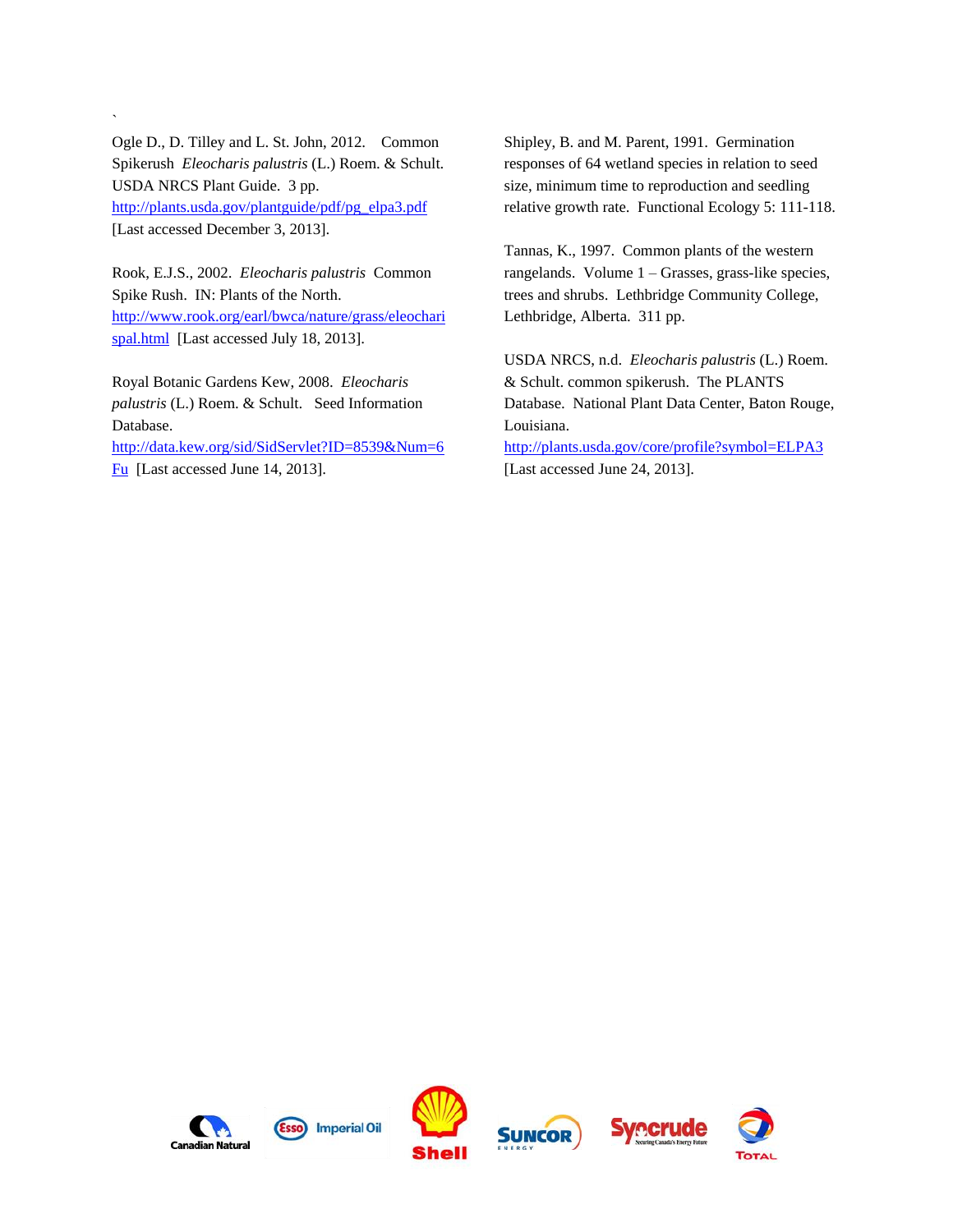Ogle D., D. Tilley and L. St. John, 2012. Common Spikerush *Eleocharis palustris* (L.) Roem. & Schult. USDA NRCS Plant Guide. 3 pp. http://plants.usda.gov/plantguide/pdf/pg_elpa3.pdf [Last accessed December 3, 2013].

Rook, E.J.S., 2002. *Eleocharis palustris* Common Spike Rush. IN: Plants of the North. http://www.rook.org/earl/bwca/nature/grass/eleocharispal.html [Last accessed July 18, 2013].

Royal Botanic Gardens Kew, 2008. *Eleocharis palustris* (L.) Roem. & Schult. Seed Information Database. http://data.kew.org/sid/SidServlet?ID=8539&Num=6Fu [Last accessed June 14, 2013].

Shipley, B. and M. Parent, 1991. Germination responses of 64 wetland species in relation to seed size, minimum time to reproduction and seedling relative growth rate. Functional Ecology 5: 111-118.

Tannas, K., 1997. Common plants of the western rangelands. Volume 1 – Grasses, grass-like species, trees and shrubs. Lethbridge Community College, Lethbridge, Alberta. 311 pp.

USDA NRCS, n.d. *Eleocharis palustris* (L.) Roem. & Schult. common spikerush. The PLANTS Database. National Plant Data Center, Baton Rouge, Louisiana. http://plants.usda.gov/core/profile?symbol=ELPA3 [Last accessed June 24, 2013].